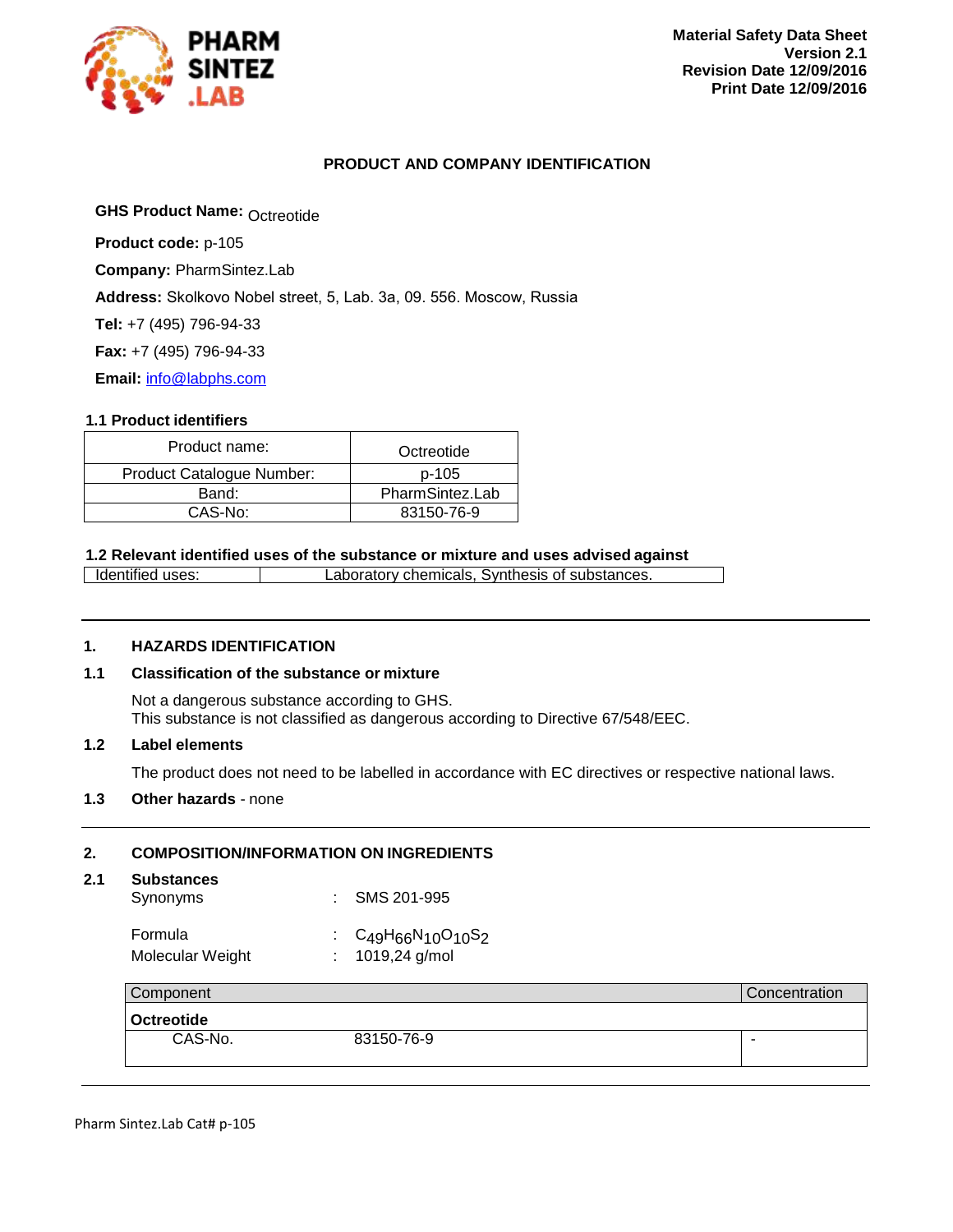PHARM SINTEZ .LAB

**Material Safety Data Sheet**
**Version 2.1**
**Revision Date 12/09/2016**
**Print Date 12/09/2016**

## PRODUCT AND COMPANY IDENTIFICATION

**GHS Product Name:** Octreotide

**Product code:** p-105

**Company:** PharmSintez.Lab

**Address:** Skolkovo Nobel street, 5, Lab. 3a, 09. 556. Moscow, Russia

**Tel:** +7 (495) 796-94-33

**Fax:** +7 (495) 796-94-33

**Email:** info@labphs.com

### 1.1 Product identifiers

| Product name: | Octreotide |
|---|---|
| Product Catalogue Number: | p-105 |
| Band: | PharmSintez.Lab |
| CAS-No: | 83150-76-9 |

### 1.2 Relevant identified uses of the substance or mixture and uses advised against

| Identified uses: | Laboratory chemicals, Synthesis of substances. |
|---|---|

## 1. HAZARDS IDENTIFICATION

### 1.1 Classification of the substance or mixture

Not a dangerous substance according to GHS.
This substance is not classified as dangerous according to Directive 67/548/EEC.

### 1.2 Label elements

The product does not need to be labelled in accordance with EC directives or respective national laws.

### 1.3 Other hazards - none

## 2. COMPOSITION/INFORMATION ON INGREDIENTS

### 2.1 Substances

Synonyms : SMS 201-995

Formula : $C_{49}H_{66}N_{10}O_{10}S_2$

Molecular Weight : 1019,24 g/mol

| Component | | Concentration |
|---|---|---|
| **Octreotide** | | |
| CAS-No. | 83150-76-9 | - |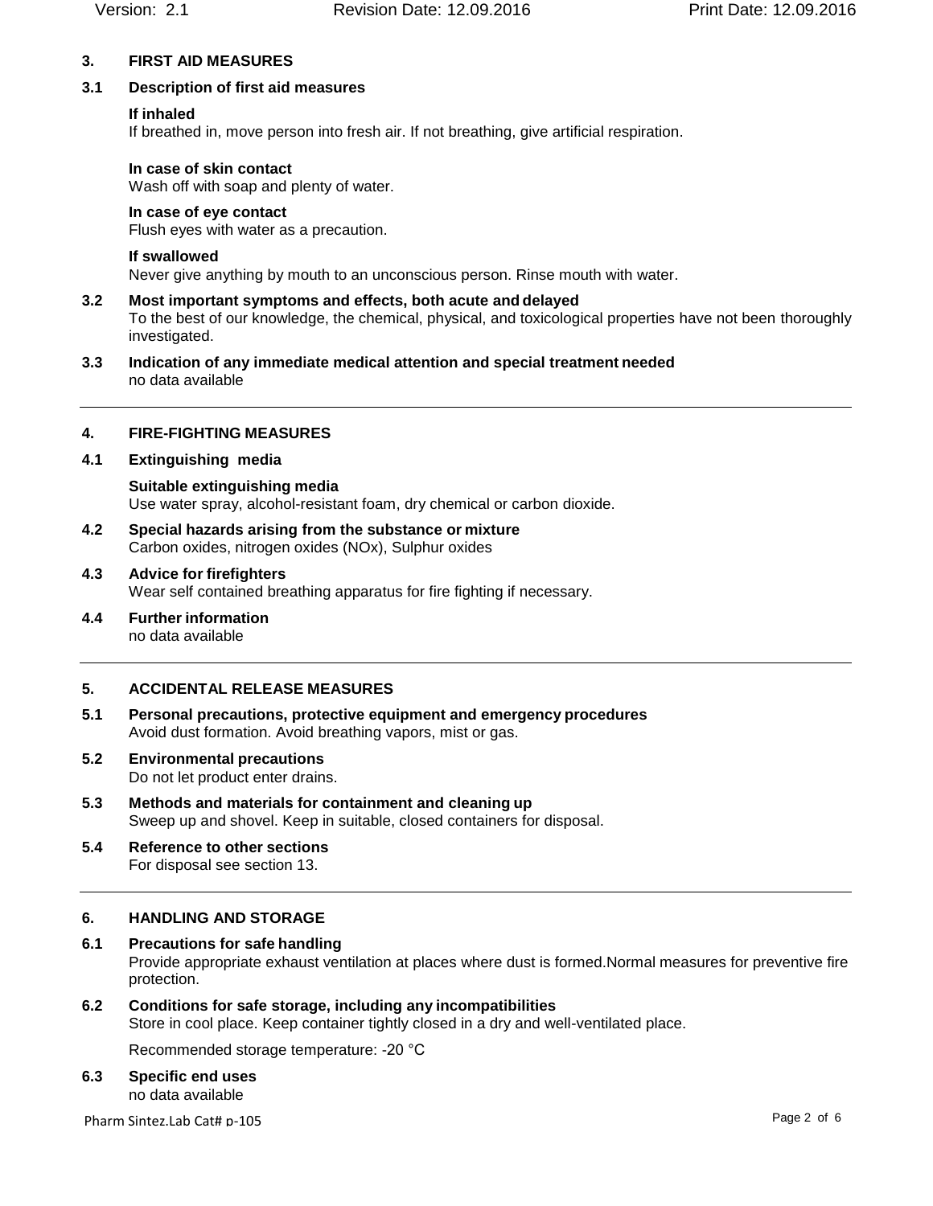## 3. FIRST AID MEASURES

### 3.1 Description of first aid measures

**If inhaled**
If breathed in, move person into fresh air. If not breathing, give artificial respiration.

**In case of skin contact**
Wash off with soap and plenty of water.

**In case of eye contact**
Flush eyes with water as a precaution.

**If swallowed**
Never give anything by mouth to an unconscious person. Rinse mouth with water.

### 3.2 Most important symptoms and effects, both acute and delayed
To the best of our knowledge, the chemical, physical, and toxicological properties have not been thoroughly investigated.

### 3.3 Indication of any immediate medical attention and special treatment needed
no data available

## 4. FIRE-FIGHTING MEASURES

### 4.1 Extinguishing media

**Suitable extinguishing media**
Use water spray, alcohol-resistant foam, dry chemical or carbon dioxide.

### 4.2 Special hazards arising from the substance or mixture
Carbon oxides, nitrogen oxides (NOx), Sulphur oxides

### 4.3 Advice for firefighters
Wear self contained breathing apparatus for fire fighting if necessary.

### 4.4 Further information
no data available

## 5. ACCIDENTAL RELEASE MEASURES

### 5.1 Personal precautions, protective equipment and emergency procedures
Avoid dust formation. Avoid breathing vapors, mist or gas.

### 5.2 Environmental precautions
Do not let product enter drains.

### 5.3 Methods and materials for containment and cleaning up
Sweep up and shovel. Keep in suitable, closed containers for disposal.

### 5.4 Reference to other sections
For disposal see section 13.

## 6. HANDLING AND STORAGE

### 6.1 Precautions for safe handling
Provide appropriate exhaust ventilation at places where dust is formed.Normal measures for preventive fire protection.

### 6.2 Conditions for safe storage, including any incompatibilities
Store in cool place. Keep container tightly closed in a dry and well-ventilated place.

Recommended storage temperature: -20 °C

### 6.3 Specific end uses
no data available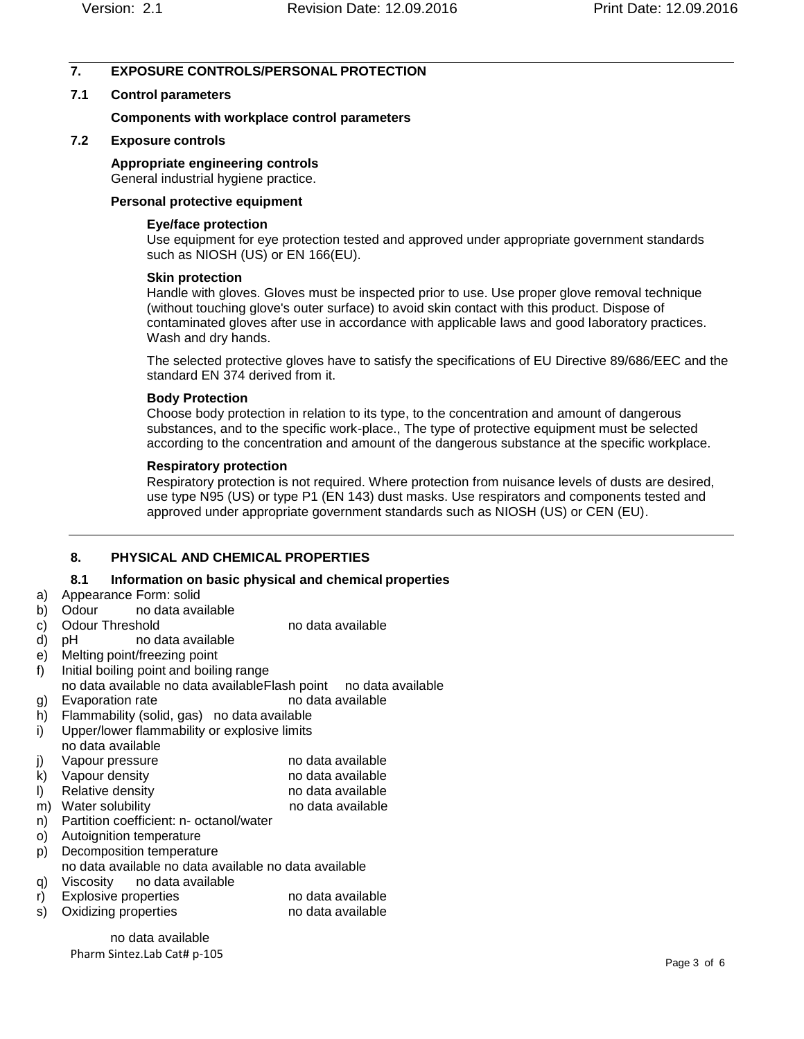## 7. EXPOSURE CONTROLS/PERSONAL PROTECTION

### 7.1 Control parameters

**Components with workplace control parameters**

### 7.2 Exposure controls

**Appropriate engineering controls**
General industrial hygiene practice.

**Personal protective equipment**

**Eye/face protection**
Use equipment for eye protection tested and approved under appropriate government standards such as NIOSH (US) or EN 166(EU).

**Skin protection**
Handle with gloves. Gloves must be inspected prior to use. Use proper glove removal technique (without touching glove's outer surface) to avoid skin contact with this product. Dispose of contaminated gloves after use in accordance with applicable laws and good laboratory practices. Wash and dry hands.

The selected protective gloves have to satisfy the specifications of EU Directive 89/686/EEC and the standard EN 374 derived from it.

**Body Protection**
Choose body protection in relation to its type, to the concentration and amount of dangerous substances, and to the specific work-place., The type of protective equipment must be selected according to the concentration and amount of the dangerous substance at the specific workplace.

**Respiratory protection**
Respiratory protection is not required. Where protection from nuisance levels of dusts are desired, use type N95 (US) or type P1 (EN 143) dust masks. Use respirators and components tested and approved under appropriate government standards such as NIOSH (US) or CEN (EU).

## 8. PHYSICAL AND CHEMICAL PROPERTIES

### 8.1 Information on basic physical and chemical properties

a) Appearance Form: solid
b) Odour no data available
c) Odour Threshold no data available
d) pH no data available
e) Melting point/freezing point
f) Initial boiling point and boiling range
no data available no data availableFlash point no data available
g) Evaporation rate no data available
h) Flammability (solid, gas) no data available
i) Upper/lower flammability or explosive limits
no data available
j) Vapour pressure no data available
k) Vapour density no data available
l) Relative density no data available
m) Water solubility no data available
n) Partition coefficient: n- octanol/water
o) Autoignition temperature
p) Decomposition temperature
no data available no data available no data available
q) Viscosity no data available
r) Explosive properties no data available
s) Oxidizing properties no data available

no data available

Pharm Sintez.Lab Cat# p-105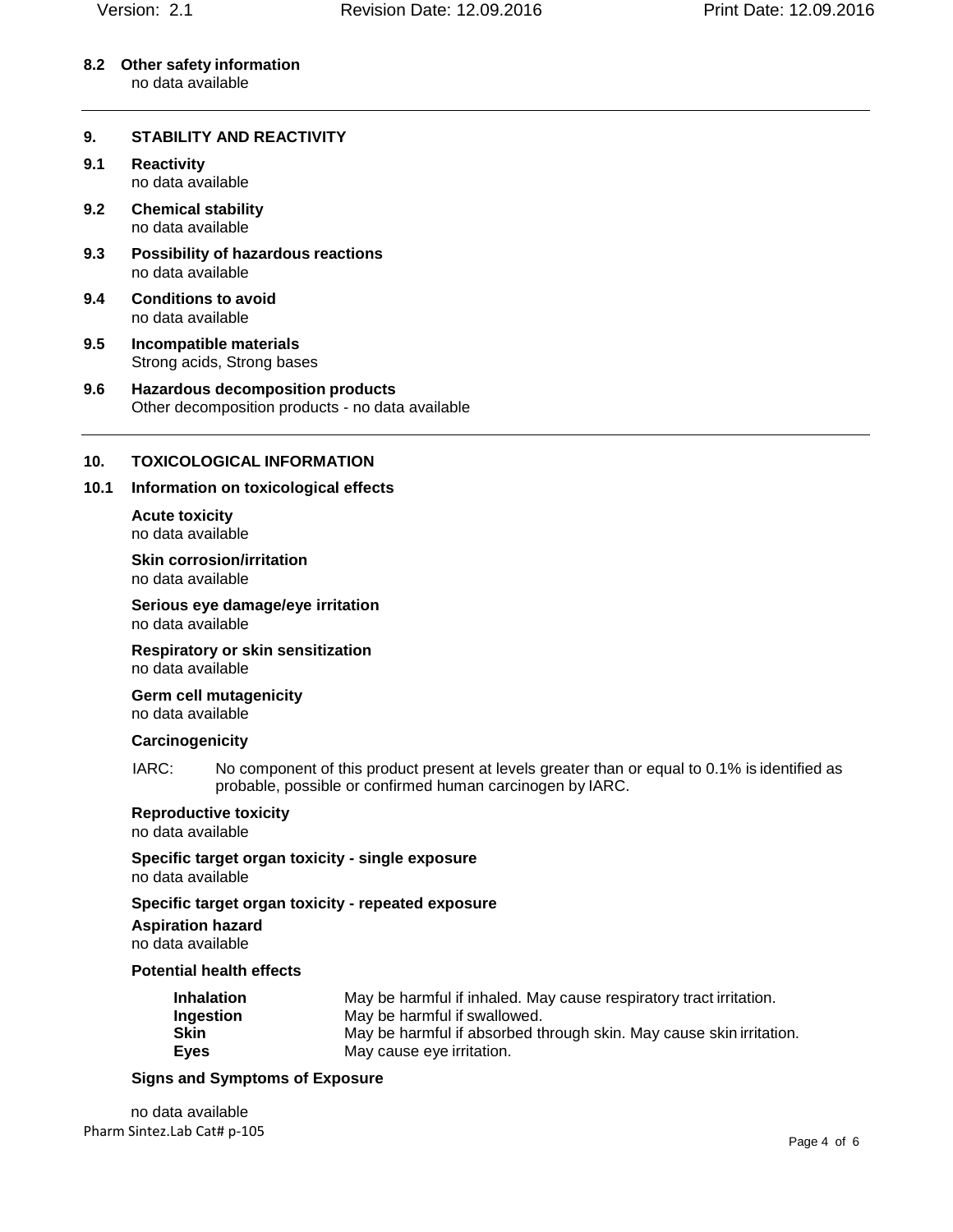### 8.2 Other safety information

no data available

## 9. STABILITY AND REACTIVITY

### 9.1 Reactivity

no data available

### 9.2 Chemical stability

no data available

### 9.3 Possibility of hazardous reactions

no data available

### 9.4 Conditions to avoid

no data available

### 9.5 Incompatible materials

Strong acids, Strong bases

### 9.6 Hazardous decomposition products

Other decomposition products - no data available

## 10. TOXICOLOGICAL INFORMATION

### 10.1 Information on toxicological effects

**Acute toxicity**
no data available

**Skin corrosion/irritation**
no data available

**Serious eye damage/eye irritation**
no data available

**Respiratory or skin sensitization**
no data available

**Germ cell mutagenicity**
no data available

**Carcinogenicity**

IARC: No component of this product present at levels greater than or equal to 0.1% is identified as probable, possible or confirmed human carcinogen by IARC.

**Reproductive toxicity**
no data available

**Specific target organ toxicity - single exposure**
no data available

**Specific target organ toxicity - repeated exposure**

**Aspiration hazard**
no data available

**Potential health effects**

| | |
|---|---|
| **Inhalation** | May be harmful if inhaled. May cause respiratory tract irritation. |
| **Ingestion** | May be harmful if swallowed. |
| **Skin** | May be harmful if absorbed through skin. May cause skin irritation. |
| **Eyes** | May cause eye irritation. |

**Signs and Symptoms of Exposure**

no data available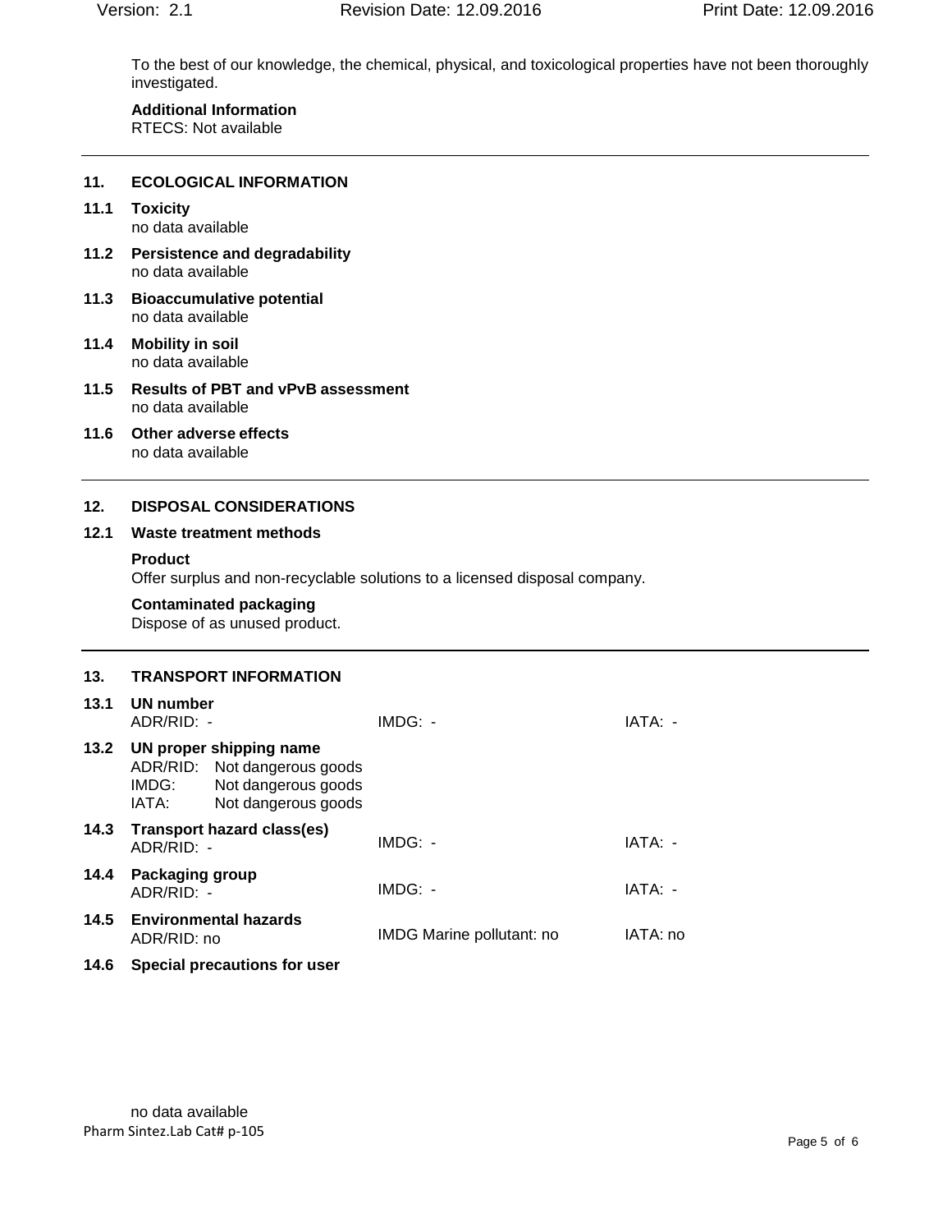To the best of our knowledge, the chemical, physical, and toxicological properties have not been thoroughly investigated.

**Additional Information**
RTECS: Not available

## 11. ECOLOGICAL INFORMATION

### 11.1 Toxicity
no data available

### 11.2 Persistence and degradability
no data available

### 11.3 Bioaccumulative potential
no data available

### 11.4 Mobility in soil
no data available

### 11.5 Results of PBT and vPvB assessment
no data available

### 11.6 Other adverse effects
no data available

## 12. DISPOSAL CONSIDERATIONS

### 12.1 Waste treatment methods

**Product**
Offer surplus and non-recyclable solutions to a licensed disposal company.

**Contaminated packaging**
Dispose of as unused product.

## 13. TRANSPORT INFORMATION

### 13.1 UN number
ADR/RID: - IMDG: - IATA: -

### 13.2 UN proper shipping name
ADR/RID: Not dangerous goods
IMDG: Not dangerous goods
IATA: Not dangerous goods

### 14.3 Transport hazard class(es)
ADR/RID: - IMDG: - IATA: -

### 14.4 Packaging group
ADR/RID: - IMDG: - IATA: -

### 14.5 Environmental hazards
ADR/RID: no IMDG Marine pollutant: no IATA: no

### 14.6 Special precautions for user

no data available

Pharm Sintez.Lab Cat# p-105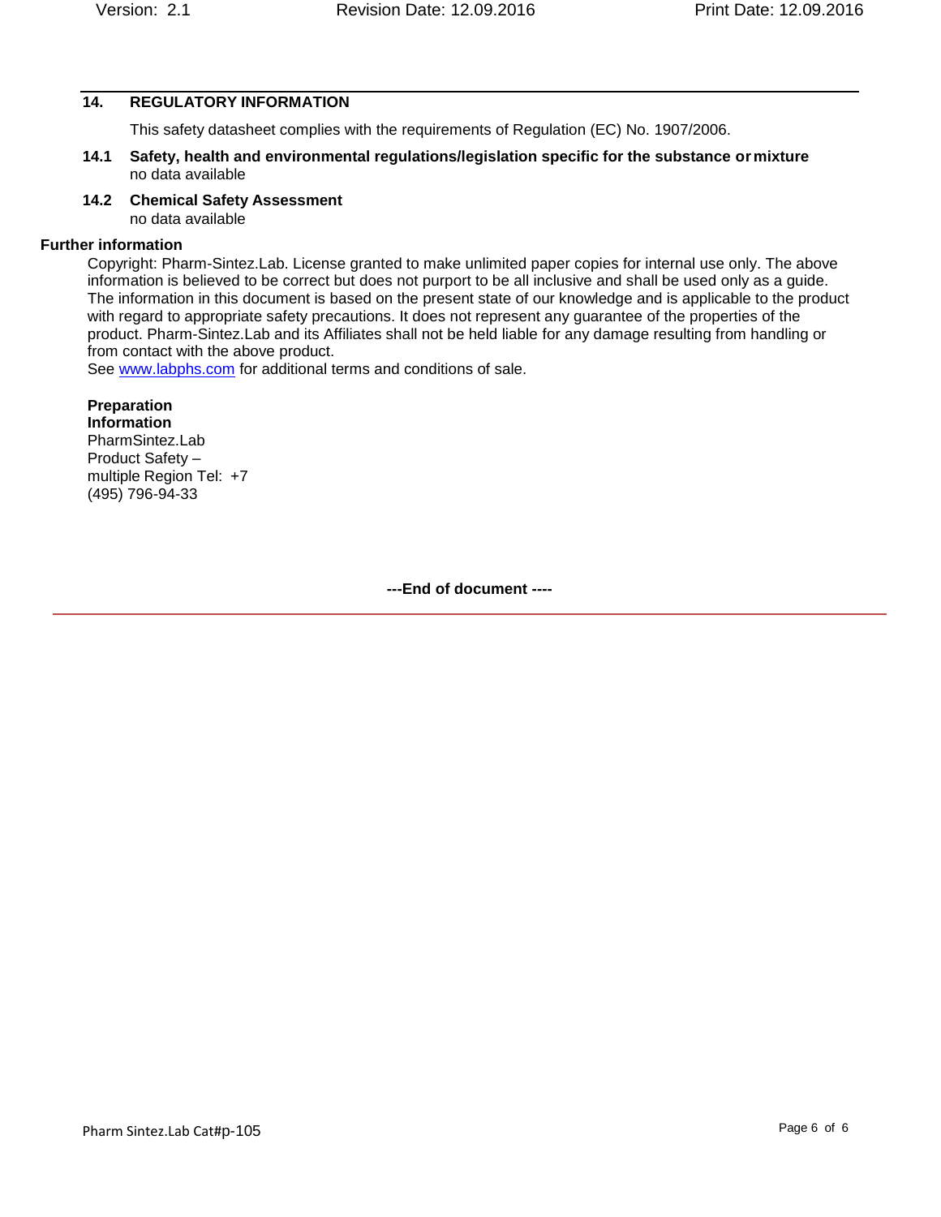## 14. REGULATORY INFORMATION

This safety datasheet complies with the requirements of Regulation (EC) No. 1907/2006.

### 14.1 Safety, health and environmental regulations/legislation specific for the substance or mixture

no data available

### 14.2 Chemical Safety Assessment

no data available

**Further information**

Copyright: Pharm-Sintez.Lab. License granted to make unlimited paper copies for internal use only. The above information is believed to be correct but does not purport to be all inclusive and shall be used only as a guide. The information in this document is based on the present state of our knowledge and is applicable to the product with regard to appropriate safety precautions. It does not represent any guarantee of the properties of the product. Pharm-Sintez.Lab and its Affiliates shall not be held liable for any damage resulting from handling or from contact with the above product.
See www.labphs.com for additional terms and conditions of sale.

**Preparation Information**

PharmSintez.Lab
Product Safety – multiple Region Tel: +7 (495) 796-94-33

**---End of document ----**